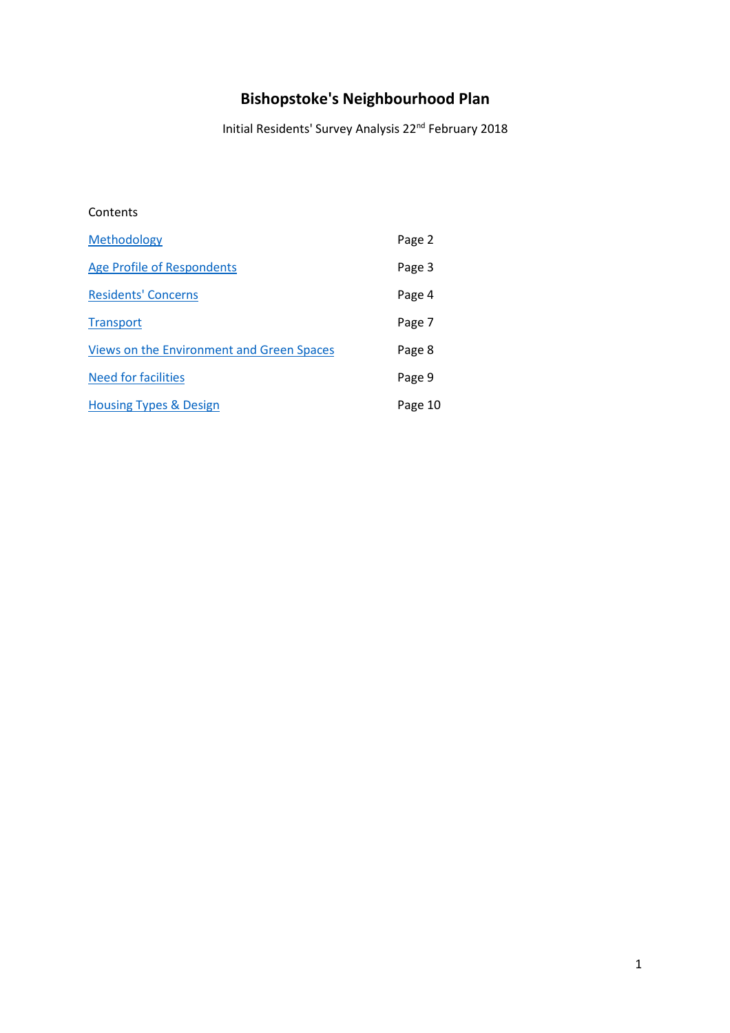# Bishopstoke's Neighbourhood Plan

Initial Residents' Survey Analysis 22nd February 2018

Contents

| | |
|---|---|
| Methodology | Page 2 |
| Age Profile of Respondents | Page 3 |
| Residents' Concerns | Page 4 |
| Transport | Page 7 |
| Views on the Environment and Green Spaces | Page 8 |
| Need for facilities | Page 9 |
| Housing Types & Design | Page 10 |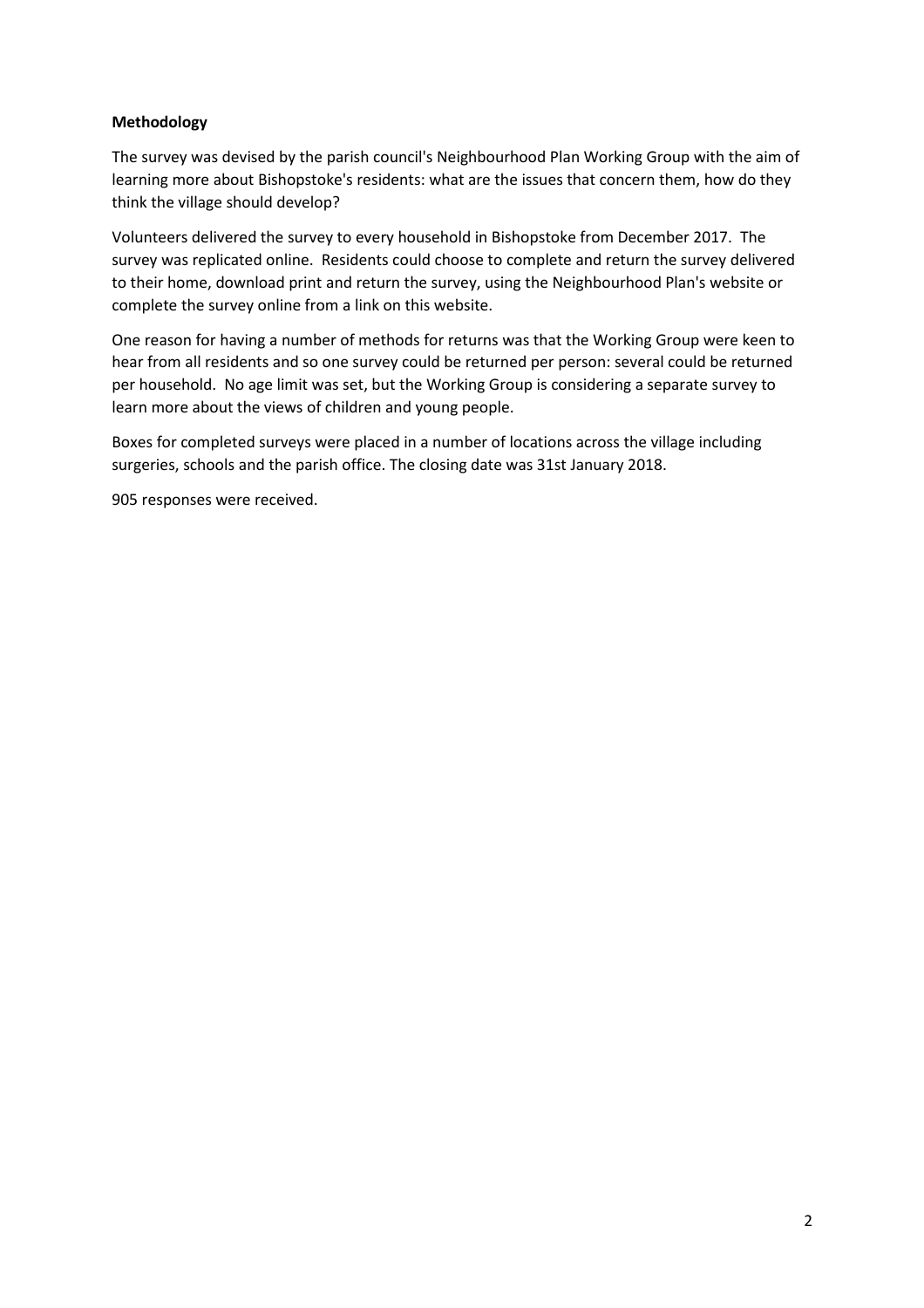**Methodology**

The survey was devised by the parish council's Neighbourhood Plan Working Group with the aim of learning more about Bishopstoke's residents: what are the issues that concern them, how do they think the village should develop?

Volunteers delivered the survey to every household in Bishopstoke from December 2017. The survey was replicated online. Residents could choose to complete and return the survey delivered to their home, download print and return the survey, using the Neighbourhood Plan's website or complete the survey online from a link on this website.

One reason for having a number of methods for returns was that the Working Group were keen to hear from all residents and so one survey could be returned per person: several could be returned per household. No age limit was set, but the Working Group is considering a separate survey to learn more about the views of children and young people.

Boxes for completed surveys were placed in a number of locations across the village including surgeries, schools and the parish office. The closing date was 31st January 2018.

905 responses were received.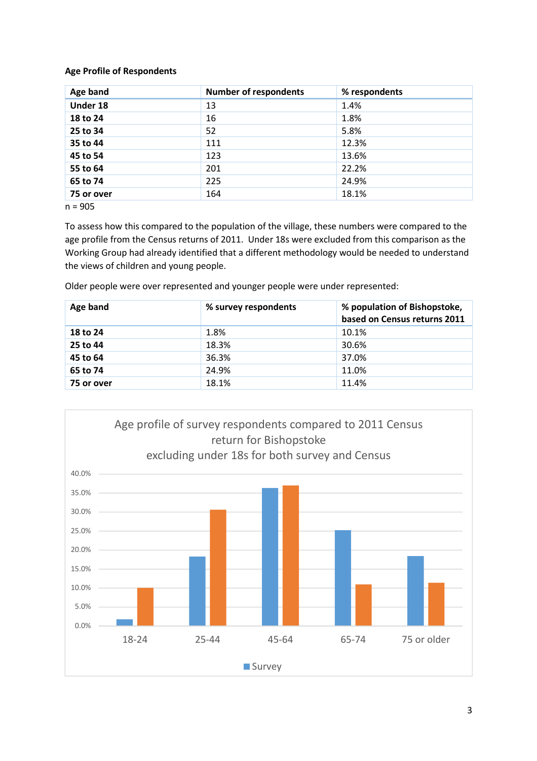**Age Profile of Respondents**

| Age band | Number of respondents | % respondents |
|---|---|---|
| **Under 18** | 13 | 1.4% |
| **18 to 24** | 16 | 1.8% |
| **25 to 34** | 52 | 5.8% |
| **35 to 44** | 111 | 12.3% |
| **45 to 54** | 123 | 13.6% |
| **55 to 64** | 201 | 22.2% |
| **65 to 74** | 225 | 24.9% |
| **75 or over** | 164 | 18.1% |

n = 905

To assess how this compared to the population of the village, these numbers were compared to the age profile from the Census returns of 2011. Under 18s were excluded from this comparison as the Working Group had already identified that a different methodology would be needed to understand the views of children and young people.

Older people were over represented and younger people were under represented:

| Age band | % survey respondents | % population of Bishopstoke, based on Census returns 2011 |
|---|---|---|
| **18 to 24** | 1.8% | 10.1% |
| **25 to 44** | 18.3% | 30.6% |
| **45 to 64** | 36.3% | 37.0% |
| **65 to 74** | 24.9% | 11.0% |
| **75 or over** | 18.1% | 11.4% |

Age profile of survey respondents compared to 2011 Census return for Bishopstoke excluding under 18s for both survey and Census

| Age band | Survey | Census 2011 |
|---|---|---|
| 18-24 | 1.8% | 10.1% |
| 25-44 | 18.3% | 30.6% |
| 45-64 | 36.3% | 37.0% |
| 65-74 | 24.9% | 11.0% |
| 75 or older | 18.1% | 11.4% |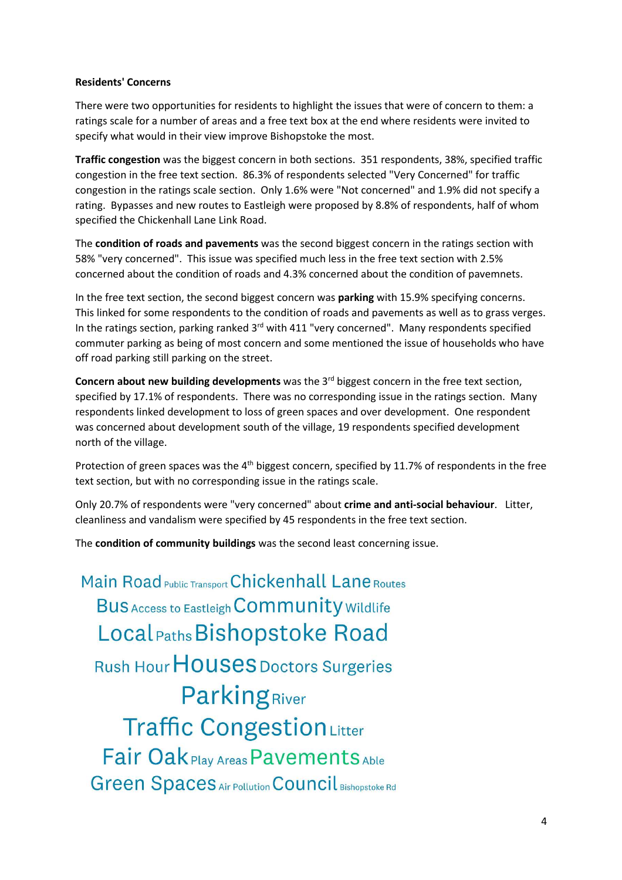**Residents' Concerns**

There were two opportunities for residents to highlight the issues that were of concern to them: a ratings scale for a number of areas and a free text box at the end where residents were invited to specify what would in their view improve Bishopstoke the most.

**Traffic congestion** was the biggest concern in both sections. 351 respondents, 38%, specified traffic congestion in the free text section. 86.3% of respondents selected "Very Concerned" for traffic congestion in the ratings scale section. Only 1.6% were "Not concerned" and 1.9% did not specify a rating. Bypasses and new routes to Eastleigh were proposed by 8.8% of respondents, half of whom specified the Chickenhall Lane Link Road.

The **condition of roads and pavements** was the second biggest concern in the ratings section with 58% "very concerned". This issue was specified much less in the free text section with 2.5% concerned about the condition of roads and 4.3% concerned about the condition of pavemnets.

In the free text section, the second biggest concern was **parking** with 15.9% specifying concerns. This linked for some respondents to the condition of roads and pavements as well as to grass verges. In the ratings section, parking ranked 3rd with 411 "very concerned". Many respondents specified commuter parking as being of most concern and some mentioned the issue of households who have off road parking still parking on the street.

**Concern about new building developments** was the 3rd biggest concern in the free text section, specified by 17.1% of respondents. There was no corresponding issue in the ratings section. Many respondents linked development to loss of green spaces and over development. One respondent was concerned about development south of the village, 19 respondents specified development north of the village.

Protection of green spaces was the 4th biggest concern, specified by 11.7% of respondents in the free text section, but with no corresponding issue in the ratings scale.

Only 20.7% of respondents were "very concerned" about **crime and anti-social behaviour**. Litter, cleanliness and vandalism were specified by 45 respondents in the free text section.

The **condition of community buildings** was the second least concerning issue.

Main Road Public Transport Chickenhall Lane Routes
Bus Access to Eastleigh Community Wildlife
Local Paths Bishopstoke Road
Rush Hour Houses Doctors Surgeries
Parking River
Traffic Congestion Litter
Fair Oak Play Areas Pavements Able
Green Spaces Air Pollution Council Bishopstoke Rd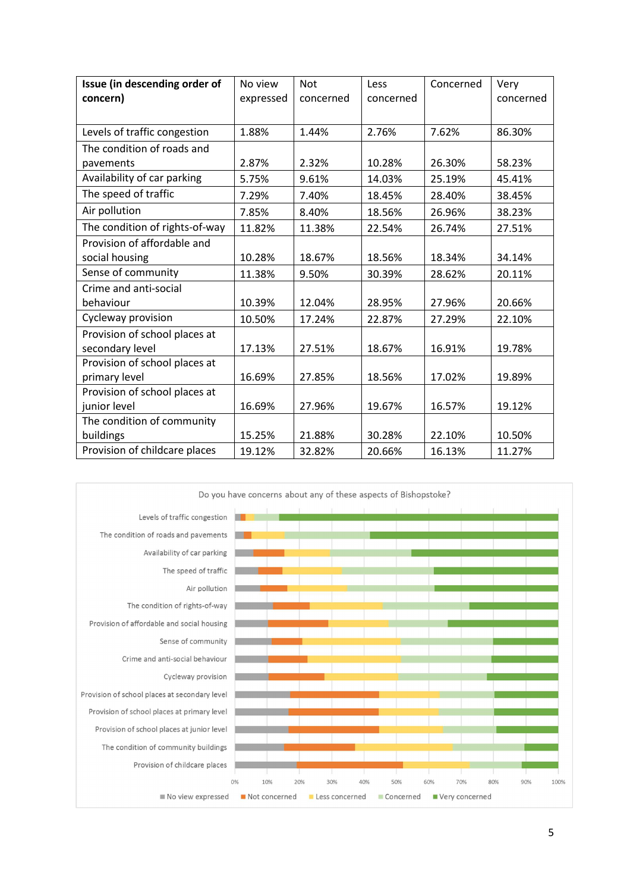| Issue (in descending order of concern) | No view expressed | Not concerned | Less concerned | Concerned | Very concerned |
|---|---|---|---|---|---|
| Levels of traffic congestion | 1.88% | 1.44% | 2.76% | 7.62% | 86.30% |
| The condition of roads and pavements | 2.87% | 2.32% | 10.28% | 26.30% | 58.23% |
| Availability of car parking | 5.75% | 9.61% | 14.03% | 25.19% | 45.41% |
| The speed of traffic | 7.29% | 7.40% | 18.45% | 28.40% | 38.45% |
| Air pollution | 7.85% | 8.40% | 18.56% | 26.96% | 38.23% |
| The condition of rights-of-way | 11.82% | 11.38% | 22.54% | 26.74% | 27.51% |
| Provision of affordable and social housing | 10.28% | 18.67% | 18.56% | 18.34% | 34.14% |
| Sense of community | 11.38% | 9.50% | 30.39% | 28.62% | 20.11% |
| Crime and anti-social behaviour | 10.39% | 12.04% | 28.95% | 27.96% | 20.66% |
| Cycleway provision | 10.50% | 17.24% | 22.87% | 27.29% | 22.10% |
| Provision of school places at secondary level | 17.13% | 27.51% | 18.67% | 16.91% | 19.78% |
| Provision of school places at primary level | 16.69% | 27.85% | 18.56% | 17.02% | 19.89% |
| Provision of school places at junior level | 16.69% | 27.96% | 19.67% | 16.57% | 19.12% |
| The condition of community buildings | 15.25% | 21.88% | 30.28% | 22.10% | 10.50% |
| Provision of childcare places | 19.12% | 32.82% | 20.66% | 16.13% | 11.27% |

Do you have concerns about any of these aspects of Bishopstoke?

Levels of traffic congestion
The condition of roads and pavements
Availability of car parking
The speed of traffic
Air pollution
The condition of rights-of-way
Provision of affordable and social housing
Sense of community
Crime and anti-social behaviour
Cycleway provision
Provision of school places at secondary level
Provision of school places at primary level
Provision of school places at junior level
The condition of community buildings
Provision of childcare places

0% 10% 20% 30% 40% 50% 60% 70% 80% 90% 100%

No view expressed | Not concerned | Less concerned | Concerned | Very concerned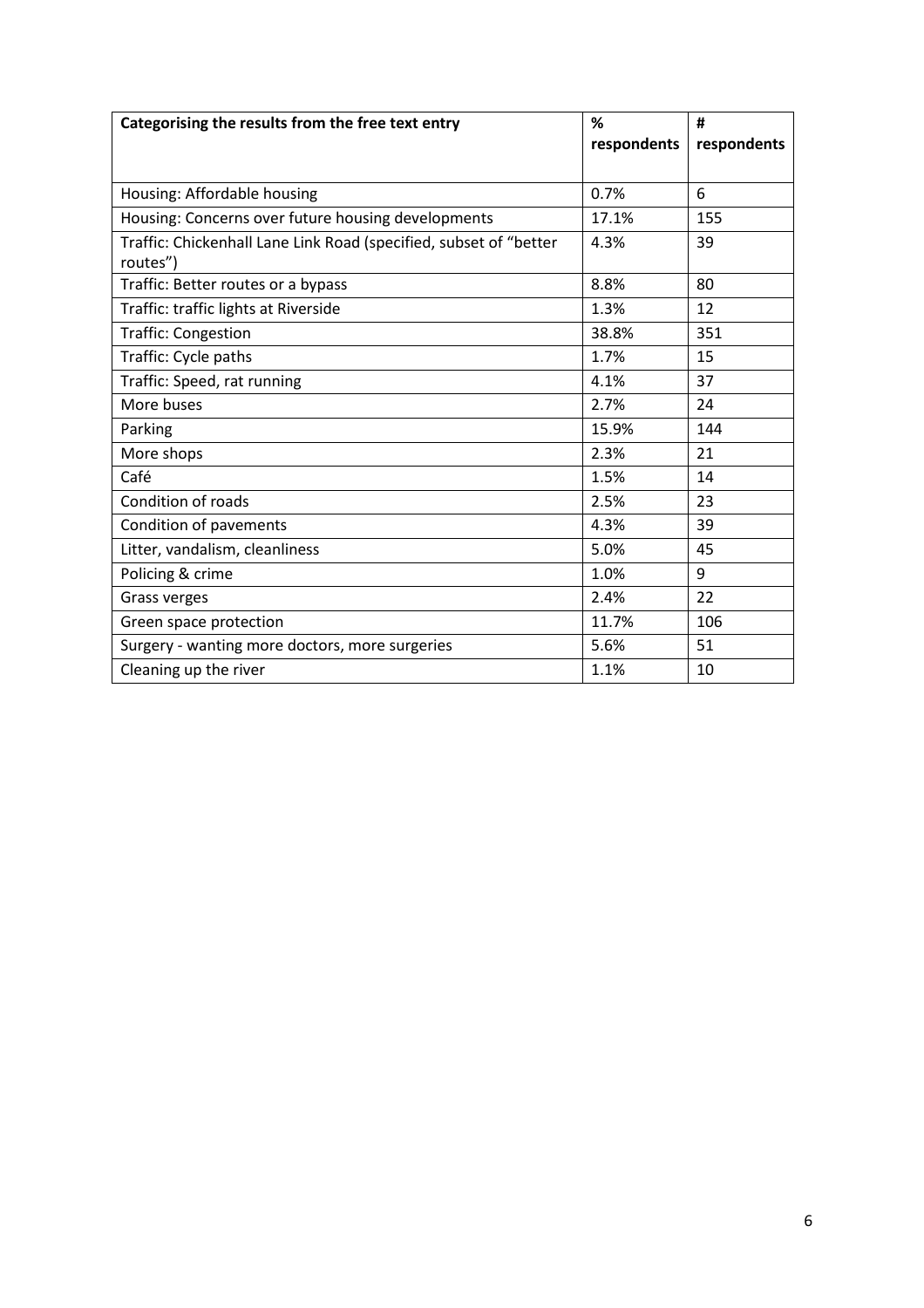| Categorising the results from the free text entry | % respondents | # respondents |
|---|---|---|
| Housing: Affordable housing | 0.7% | 6 |
| Housing: Concerns over future housing developments | 17.1% | 155 |
| Traffic: Chickenhall Lane Link Road (specified, subset of "better routes") | 4.3% | 39 |
| Traffic: Better routes or a bypass | 8.8% | 80 |
| Traffic: traffic lights at Riverside | 1.3% | 12 |
| Traffic: Congestion | 38.8% | 351 |
| Traffic: Cycle paths | 1.7% | 15 |
| Traffic: Speed, rat running | 4.1% | 37 |
| More buses | 2.7% | 24 |
| Parking | 15.9% | 144 |
| More shops | 2.3% | 21 |
| Café | 1.5% | 14 |
| Condition of roads | 2.5% | 23 |
| Condition of pavements | 4.3% | 39 |
| Litter, vandalism, cleanliness | 5.0% | 45 |
| Policing & crime | 1.0% | 9 |
| Grass verges | 2.4% | 22 |
| Green space protection | 11.7% | 106 |
| Surgery - wanting more doctors, more surgeries | 5.6% | 51 |
| Cleaning up the river | 1.1% | 10 |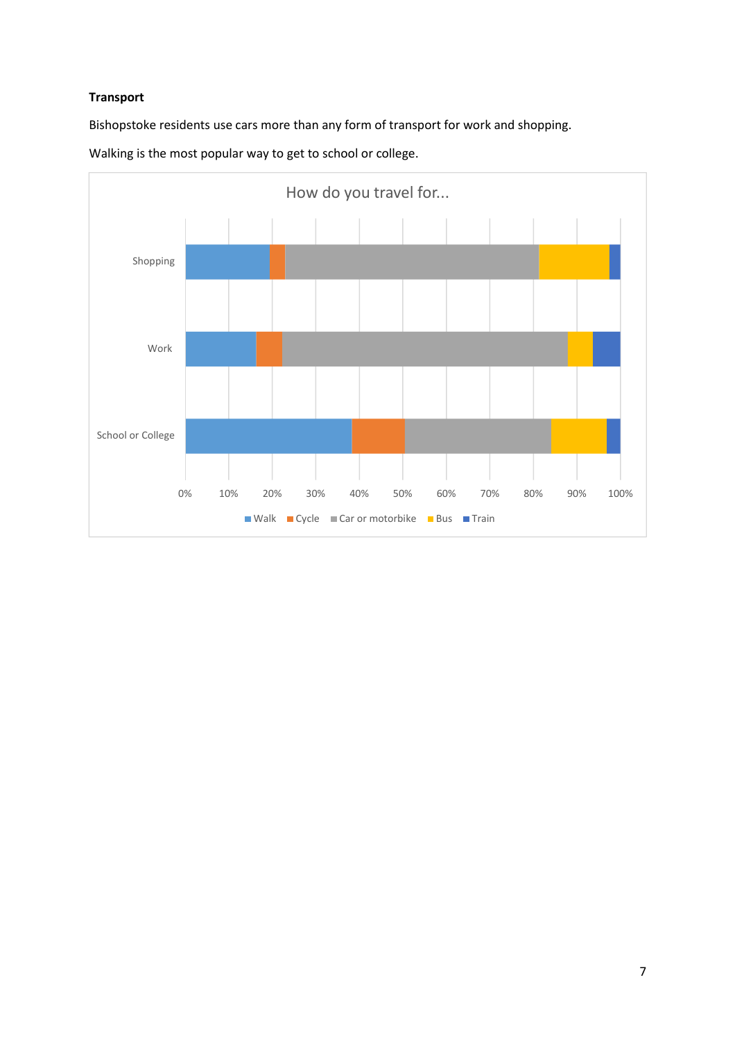**Transport**

Bishopstoke residents use cars more than any form of transport for work and shopping.

Walking is the most popular way to get to school or college.

How do you travel for...

Shopping

Work

School or College

0% 10% 20% 30% 40% 50% 60% 70% 80% 90% 100%

Walk Cycle Car or motorbike Bus Train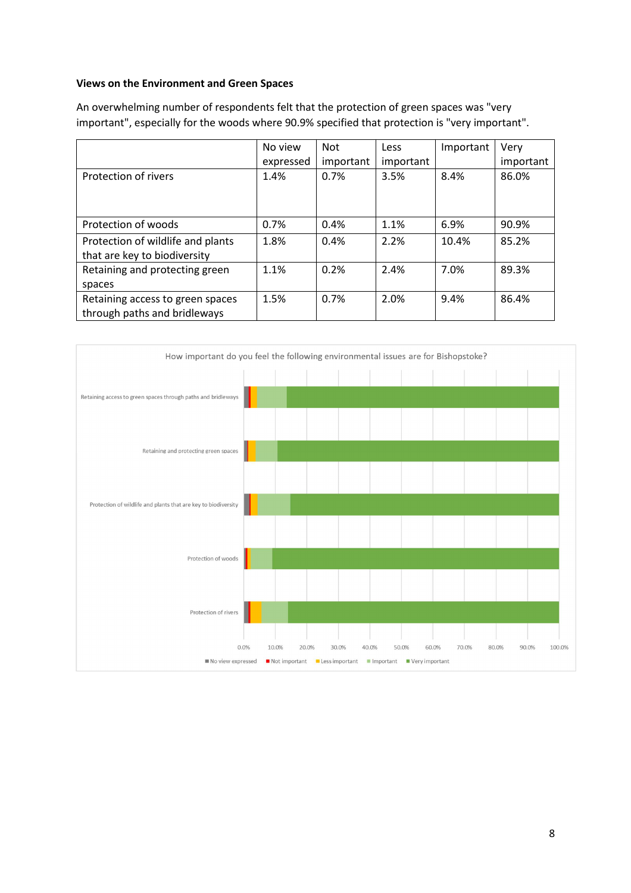**Views on the Environment and Green Spaces**

An overwhelming number of respondents felt that the protection of green spaces was "very important", especially for the woods where 90.9% specified that protection is "very important".

| | No view expressed | Not important | Less important | Important | Very important |
|---|---|---|---|---|---|
| Protection of rivers | 1.4% | 0.7% | 3.5% | 8.4% | 86.0% |
| Protection of woods | 0.7% | 0.4% | 1.1% | 6.9% | 90.9% |
| Protection of wildlife and plants that are key to biodiversity | 1.8% | 0.4% | 2.2% | 10.4% | 85.2% |
| Retaining and protecting green spaces | 1.1% | 0.2% | 2.4% | 7.0% | 89.3% |
| Retaining access to green spaces through paths and bridleways | 1.5% | 0.7% | 2.0% | 9.4% | 86.4% |

How important do you feel the following environmental issues are for Bishopstoke?

■ No view expressed ■ Not important ■ Less important ■ Important ■ Very important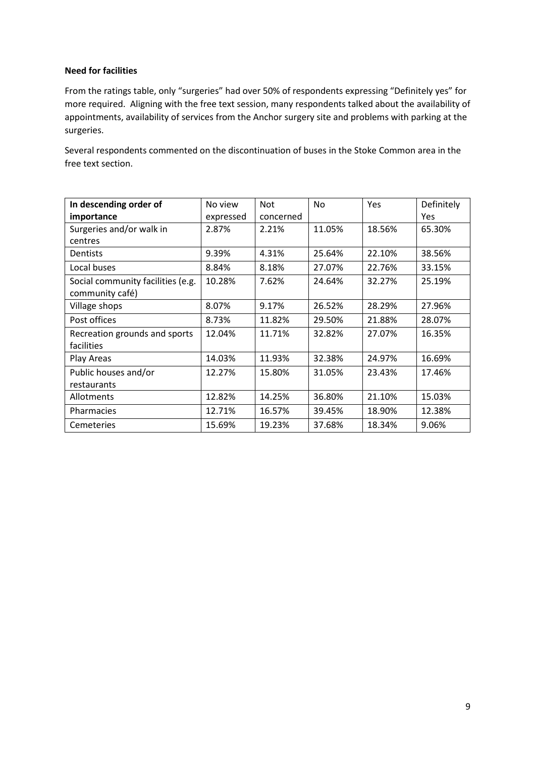**Need for facilities**

From the ratings table, only "surgeries" had over 50% of respondents expressing "Definitely yes" for more required. Aligning with the free text session, many respondents talked about the availability of appointments, availability of services from the Anchor surgery site and problems with parking at the surgeries.

Several respondents commented on the discontinuation of buses in the Stoke Common area in the free text section.

| **In descending order of importance** | No view expressed | Not concerned | No | Yes | Definitely Yes |
|---|---|---|---|---|---|
| Surgeries and/or walk in centres | 2.87% | 2.21% | 11.05% | 18.56% | 65.30% |
| Dentists | 9.39% | 4.31% | 25.64% | 22.10% | 38.56% |
| Local buses | 8.84% | 8.18% | 27.07% | 22.76% | 33.15% |
| Social community facilities (e.g. community café) | 10.28% | 7.62% | 24.64% | 32.27% | 25.19% |
| Village shops | 8.07% | 9.17% | 26.52% | 28.29% | 27.96% |
| Post offices | 8.73% | 11.82% | 29.50% | 21.88% | 28.07% |
| Recreation grounds and sports facilities | 12.04% | 11.71% | 32.82% | 27.07% | 16.35% |
| Play Areas | 14.03% | 11.93% | 32.38% | 24.97% | 16.69% |
| Public houses and/or restaurants | 12.27% | 15.80% | 31.05% | 23.43% | 17.46% |
| Allotments | 12.82% | 14.25% | 36.80% | 21.10% | 15.03% |
| Pharmacies | 12.71% | 16.57% | 39.45% | 18.90% | 12.38% |
| Cemeteries | 15.69% | 19.23% | 37.68% | 18.34% | 9.06% |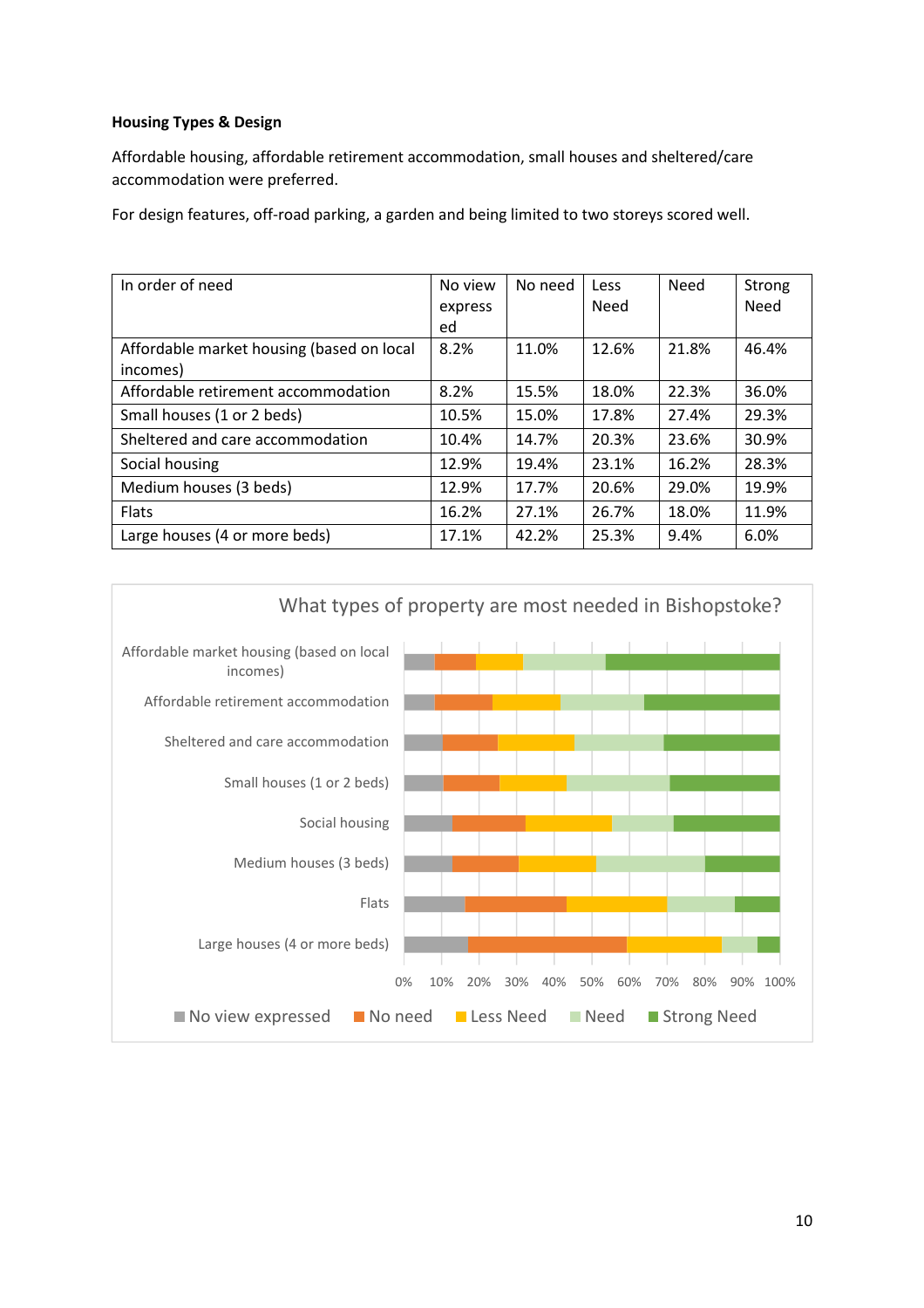**Housing Types & Design**

Affordable housing, affordable retirement accommodation, small houses and sheltered/care accommodation were preferred.

For design features, off-road parking, a garden and being limited to two storeys scored well.

| In order of need | No view expressed | No need | Less Need | Need | Strong Need |
|---|---|---|---|---|---|
| Affordable market housing (based on local incomes) | 8.2% | 11.0% | 12.6% | 21.8% | 46.4% |
| Affordable retirement accommodation | 8.2% | 15.5% | 18.0% | 22.3% | 36.0% |
| Small houses (1 or 2 beds) | 10.5% | 15.0% | 17.8% | 27.4% | 29.3% |
| Sheltered and care accommodation | 10.4% | 14.7% | 20.3% | 23.6% | 30.9% |
| Social housing | 12.9% | 19.4% | 23.1% | 16.2% | 28.3% |
| Medium houses (3 beds) | 12.9% | 17.7% | 20.6% | 29.0% | 19.9% |
| Flats | 16.2% | 27.1% | 26.7% | 18.0% | 11.9% |
| Large houses (4 or more beds) | 17.1% | 42.2% | 25.3% | 9.4% | 6.0% |

What types of property are most needed in Bishopstoke?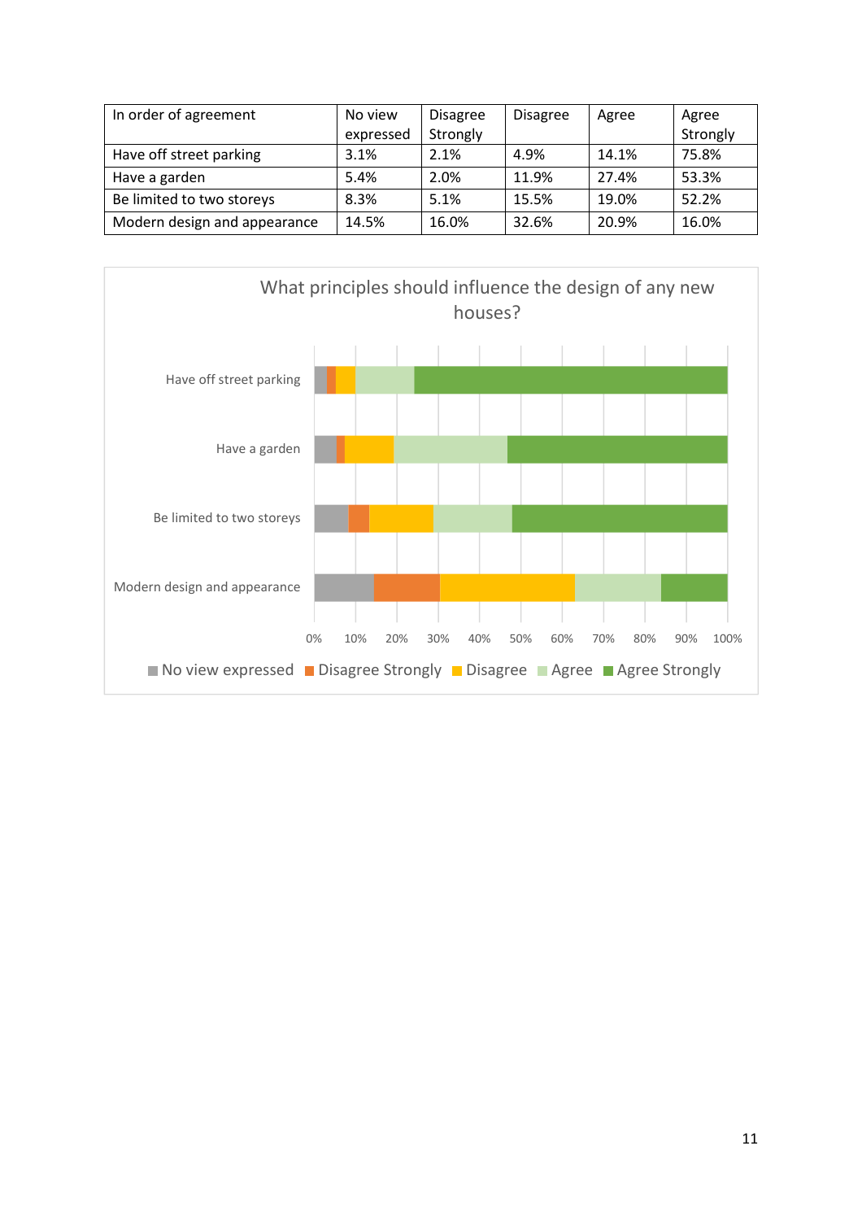| In order of agreement | No view expressed | Disagree Strongly | Disagree | Agree | Agree Strongly |
|---|---|---|---|---|---|
| Have off street parking | 3.1% | 2.1% | 4.9% | 14.1% | 75.8% |
| Have a garden | 5.4% | 2.0% | 11.9% | 27.4% | 53.3% |
| Be limited to two storeys | 8.3% | 5.1% | 15.5% | 19.0% | 52.2% |
| Modern design and appearance | 14.5% | 16.0% | 32.6% | 20.9% | 16.0% |

What principles should influence the design of any new houses?

Have off street parking

Have a garden

Be limited to two storeys

Modern design and appearance

0% 10% 20% 30% 40% 50% 60% 70% 80% 90% 100%

No view expressed, Disagree Strongly, Disagree, Agree, Agree Strongly